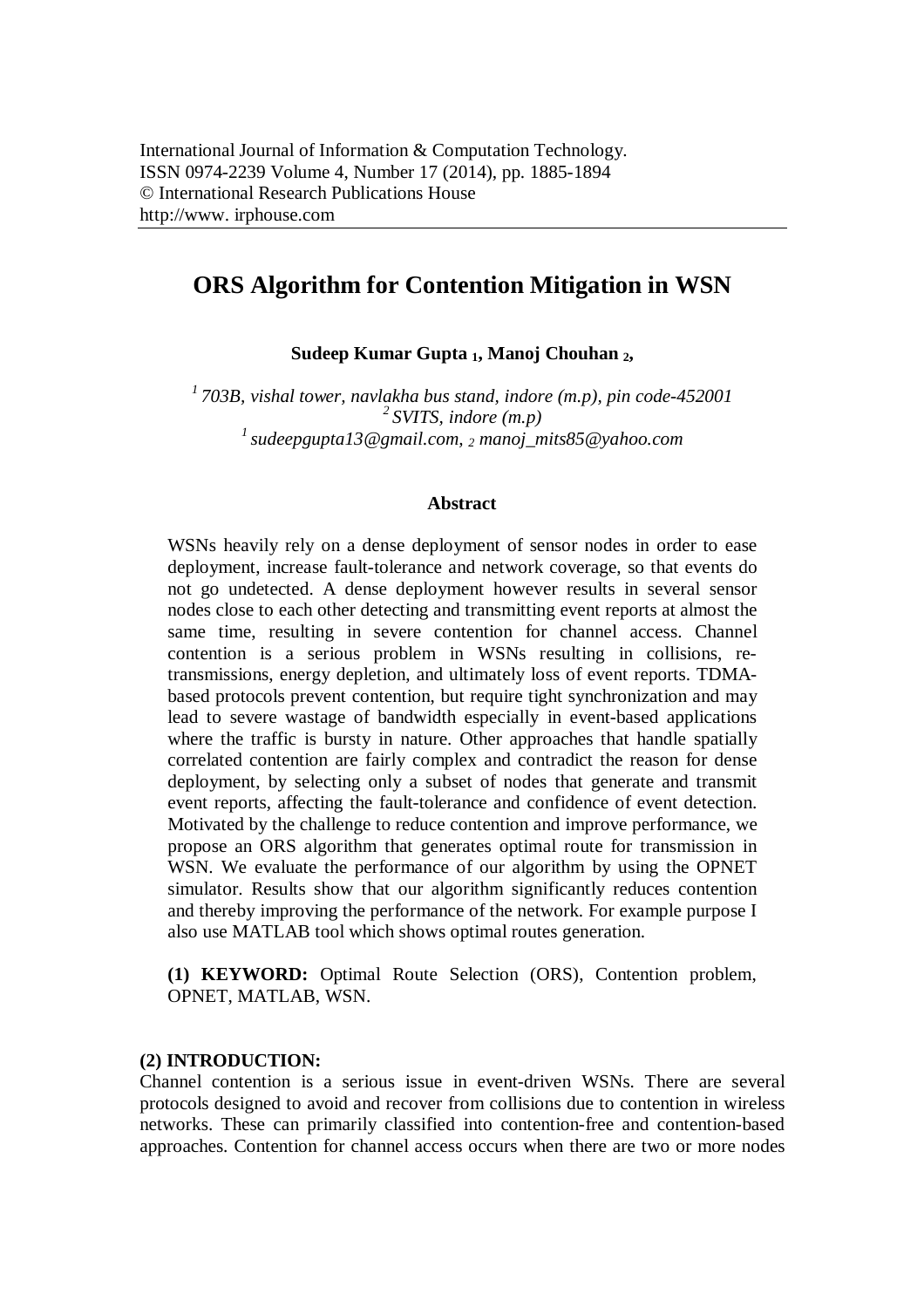International Journal of Information & Computation Technology.
ISSN 0974-2239 Volume 4, Number 17 (2014), pp. 1885-1894
© International Research Publications House
http://www. irphouse.com

# ORS Algorithm for Contention Mitigation in WSN

**Sudeep Kumar Gupta [1], Manoj Chouhan [2],**

*[1] 703B, vishal tower, navlakha bus stand, indore (m.p), pin code-452001*
*[2] SVITS, indore (m.p)*
*[1] sudeepgupta13@gmail.com, [2] manoj_mits85@yahoo.com*

### Abstract

WSNs heavily rely on a dense deployment of sensor nodes in order to ease deployment, increase fault-tolerance and network coverage, so that events do not go undetected. A dense deployment however results in several sensor nodes close to each other detecting and transmitting event reports at almost the same time, resulting in severe contention for channel access. Channel contention is a serious problem in WSNs resulting in collisions, re-transmissions, energy depletion, and ultimately loss of event reports. TDMA-based protocols prevent contention, but require tight synchronization and may lead to severe wastage of bandwidth especially in event-based applications where the traffic is bursty in nature. Other approaches that handle spatially correlated contention are fairly complex and contradict the reason for dense deployment, by selecting only a subset of nodes that generate and transmit event reports, affecting the fault-tolerance and confidence of event detection. Motivated by the challenge to reduce contention and improve performance, we propose an ORS algorithm that generates optimal route for transmission in WSN. We evaluate the performance of our algorithm by using the OPNET simulator. Results show that our algorithm significantly reduces contention and thereby improving the performance of the network. For example purpose I also use MATLAB tool which shows optimal routes generation.

**(1) KEYWORD:** Optimal Route Selection (ORS), Contention problem, OPNET, MATLAB, WSN.

## (2) INTRODUCTION:

Channel contention is a serious issue in event-driven WSNs. There are several protocols designed to avoid and recover from collisions due to contention in wireless networks. These can primarily classified into contention-free and contention-based approaches. Contention for channel access occurs when there are two or more nodes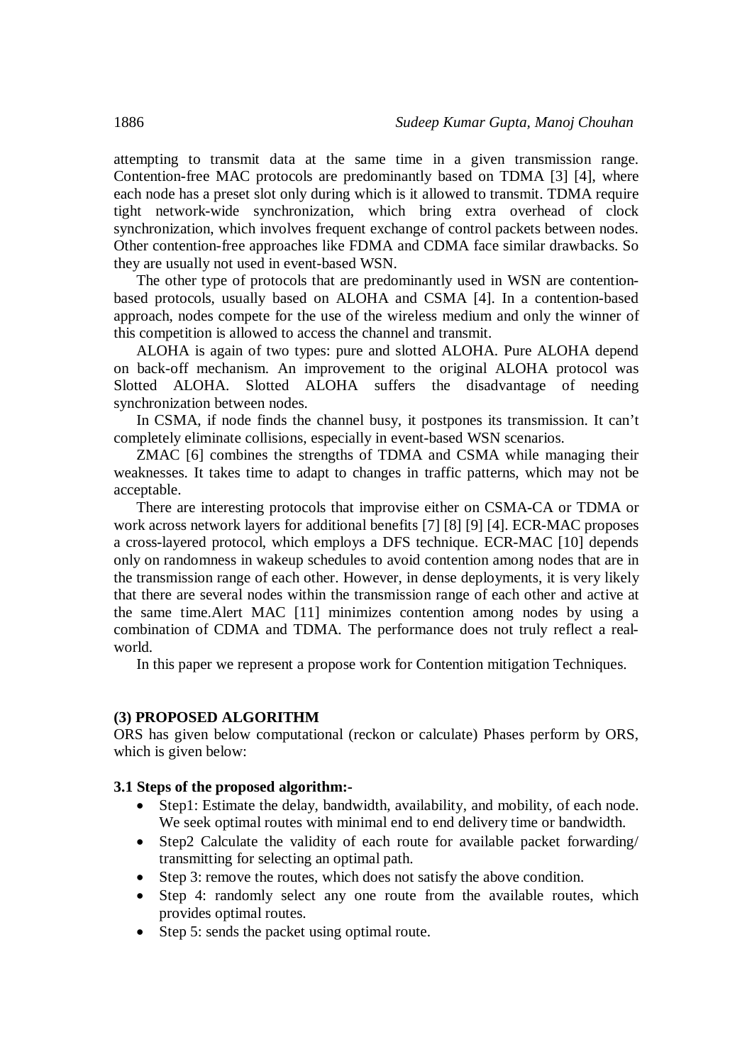attempting to transmit data at the same time in a given transmission range. Contention-free MAC protocols are predominantly based on TDMA [3] [4], where each node has a preset slot only during which is it allowed to transmit. TDMA require tight network-wide synchronization, which bring extra overhead of clock synchronization, which involves frequent exchange of control packets between nodes. Other contention-free approaches like FDMA and CDMA face similar drawbacks. So they are usually not used in event-based WSN.

The other type of protocols that are predominantly used in WSN are contention-based protocols, usually based on ALOHA and CSMA [4]. In a contention-based approach, nodes compete for the use of the wireless medium and only the winner of this competition is allowed to access the channel and transmit.

ALOHA is again of two types: pure and slotted ALOHA. Pure ALOHA depend on back-off mechanism. An improvement to the original ALOHA protocol was Slotted ALOHA. Slotted ALOHA suffers the disadvantage of needing synchronization between nodes.

In CSMA, if node finds the channel busy, it postpones its transmission. It can't completely eliminate collisions, especially in event-based WSN scenarios.

ZMAC [6] combines the strengths of TDMA and CSMA while managing their weaknesses. It takes time to adapt to changes in traffic patterns, which may not be acceptable.

There are interesting protocols that improvise either on CSMA-CA or TDMA or work across network layers for additional benefits [7] [8] [9] [4]. ECR-MAC proposes a cross-layered protocol, which employs a DFS technique. ECR-MAC [10] depends only on randomness in wakeup schedules to avoid contention among nodes that are in the transmission range of each other. However, in dense deployments, it is very likely that there are several nodes within the transmission range of each other and active at the same time.Alert MAC [11] minimizes contention among nodes by using a combination of CDMA and TDMA. The performance does not truly reflect a real-world.

In this paper we represent a propose work for Contention mitigation Techniques.

## (3) PROPOSED ALGORITHM

ORS has given below computational (reckon or calculate) Phases perform by ORS, which is given below:

### 3.1 Steps of the proposed algorithm:-

- Step1: Estimate the delay, bandwidth, availability, and mobility, of each node. We seek optimal routes with minimal end to end delivery time or bandwidth.
- Step2 Calculate the validity of each route for available packet forwarding/ transmitting for selecting an optimal path.
- Step 3: remove the routes, which does not satisfy the above condition.
- Step 4: randomly select any one route from the available routes, which provides optimal routes.
- Step 5: sends the packet using optimal route.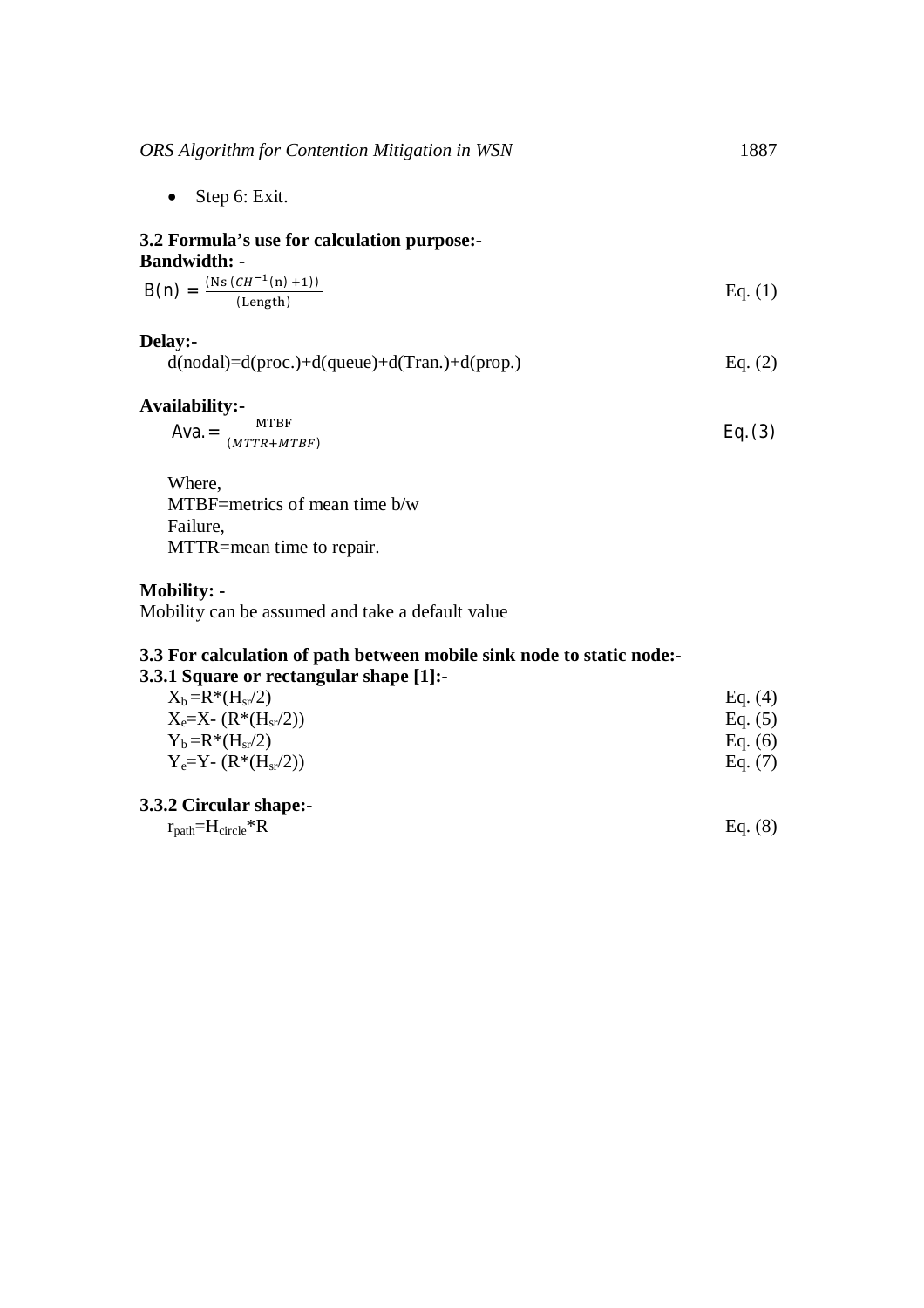- Step 6: Exit.

### 3.2 Formula's use for calculation purpose:-

**Bandwidth: -**

$$B(n) = \frac{(Ns\ (CH^{-1}(n)+1))}{(Length)} \quad \text{Eq. (1)}$$

**Delay:-**

$$d(nodal)=d(proc.)+d(queue)+d(Tran.)+d(prop.) \quad \text{Eq. (2)}$$

**Availability:-**

$$Ava. = \frac{MTBF}{(MTTR+MTBF)} \quad \text{Eq. (3)}$$

Where,
MTBF=metrics of mean time b/w
Failure,
MTTR=mean time to repair.

**Mobility: -**

Mobility can be assumed and take a default value

### 3.3 For calculation of path between mobile sink node to static node:-

#### 3.3.1 Square or rectangular shape [1]:-

$$X_b = R*(H_{sr}/2) \quad \text{Eq. (4)}$$

$$X_e = X- (R*(H_{sr}/2)) \quad \text{Eq. (5)}$$

$$Y_b = R*(H_{sr}/2) \quad \text{Eq. (6)}$$

$$Y_e = Y- (R*(H_{sr}/2)) \quad \text{Eq. (7)}$$

#### 3.3.2 Circular shape:-

$$r_{path} = H_{circle}*R \quad \text{Eq. (8)}$$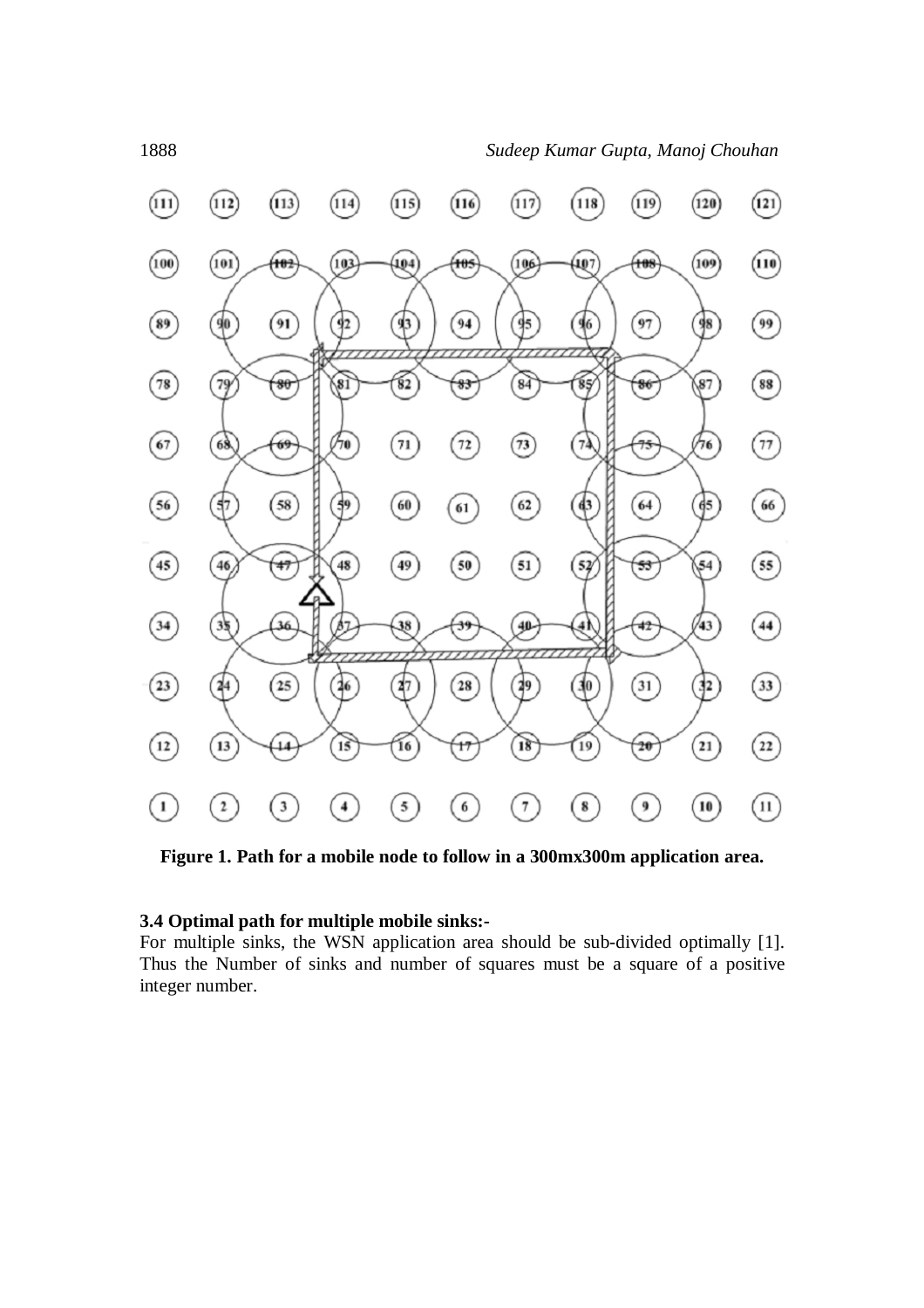**Figure 1. Path for a mobile node to follow in a 300mx300m application area.**

### 3.4 Optimal path for multiple mobile sinks:-

For multiple sinks, the WSN application area should be sub-divided optimally [1]. Thus the Number of sinks and number of squares must be a square of a positive integer number.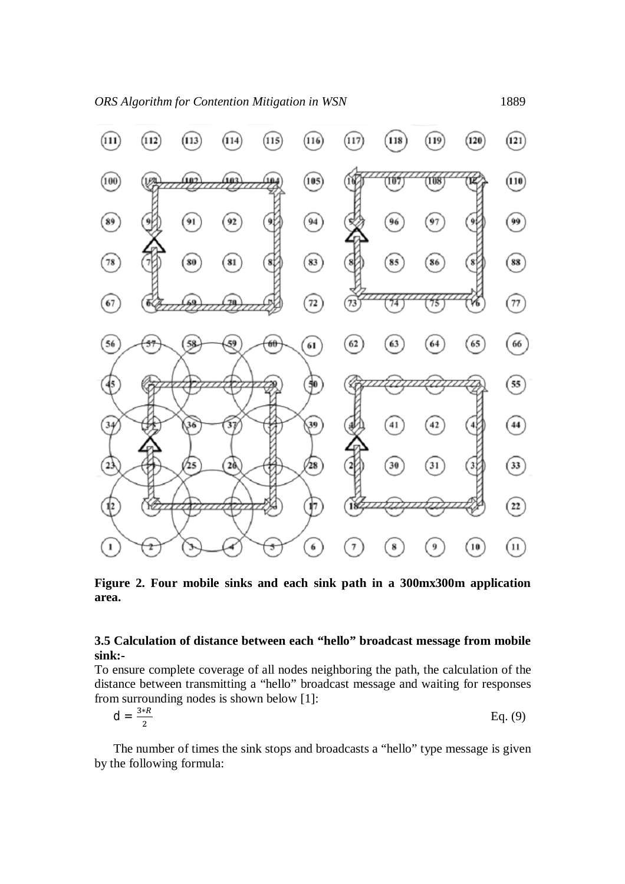**Figure 2. Four mobile sinks and each sink path in a 300mx300m application area.**

### 3.5 Calculation of distance between each "hello" broadcast message from mobile sink:-

To ensure complete coverage of all nodes neighboring the path, the calculation of the distance between transmitting a "hello" broadcast message and waiting for responses from surrounding nodes is shown below [1]:

$$d = \frac{3*R}{2} \qquad \text{Eq. (9)}$$

The number of times the sink stops and broadcasts a "hello" type message is given by the following formula: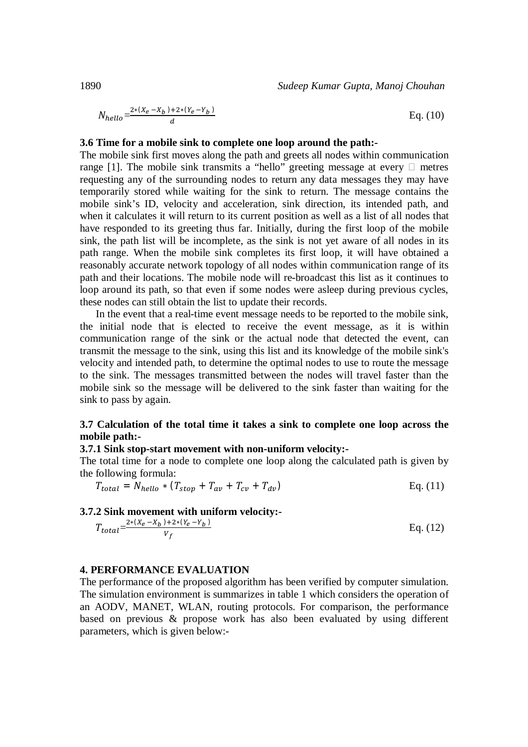$$N_{hello} = \frac{2*(X_e - X_b) + 2*(Y_e - Y_b)}{d} \quad \text{Eq. (10)}$$

### 3.6 Time for a mobile sink to complete one loop around the path:-

The mobile sink first moves along the path and greets all nodes within communication range [1]. The mobile sink transmits a "hello" greeting message at every  metres requesting any of the surrounding nodes to return any data messages they may have temporarily stored while waiting for the sink to return. The message contains the mobile sink's ID, velocity and acceleration, sink direction, its intended path, and when it calculates it will return to its current position as well as a list of all nodes that have responded to its greeting thus far. Initially, during the first loop of the mobile sink, the path list will be incomplete, as the sink is not yet aware of all nodes in its path range. When the mobile sink completes its first loop, it will have obtained a reasonably accurate network topology of all nodes within communication range of its path and their locations. The mobile node will re-broadcast this list as it continues to loop around its path, so that even if some nodes were asleep during previous cycles, these nodes can still obtain the list to update their records.

In the event that a real-time event message needs to be reported to the mobile sink, the initial node that is elected to receive the event message, as it is within communication range of the sink or the actual node that detected the event, can transmit the message to the sink, using this list and its knowledge of the mobile sink's velocity and intended path, to determine the optimal nodes to use to route the message to the sink. The messages transmitted between the nodes will travel faster than the mobile sink so the message will be delivered to the sink faster than waiting for the sink to pass by again.

### 3.7 Calculation of the total time it takes a sink to complete one loop across the mobile path:-

#### 3.7.1 Sink stop-start movement with non-uniform velocity:-

The total time for a node to complete one loop along the calculated path is given by the following formula:

$$T_{total} = N_{hello} * (T_{stop} + T_{av} + T_{cv} + T_{dv}) \quad \text{Eq. (11)}$$

#### 3.7.2 Sink movement with uniform velocity:-

$$T_{total} = \frac{2*(X_e - X_b) + 2*(Y_e - Y_b)}{V_f} \quad \text{Eq. (12)}$$

## 4. PERFORMANCE EVALUATION

The performance of the proposed algorithm has been verified by computer simulation. The simulation environment is summarizes in table 1 which considers the operation of an AODV, MANET, WLAN, routing protocols. For comparison, the performance based on previous & propose work has also been evaluated by using different parameters, which is given below:-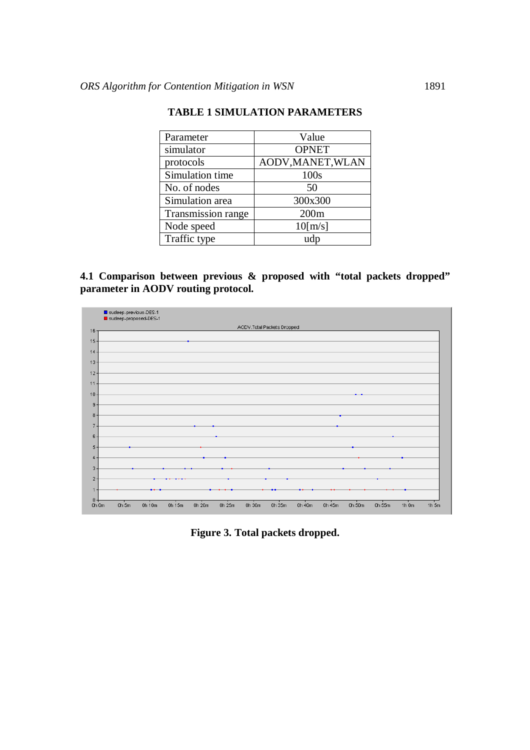**TABLE 1 SIMULATION PARAMETERS**

| Parameter | Value |
|---|---|
| simulator | OPNET |
| protocols | AODV,MANET,WLAN |
| Simulation time | 100s |
| No. of nodes | 50 |
| Simulation area | 300x300 |
| Transmission range | 200m |
| Node speed | 10[m/s] |
| Traffic type | udp |

**4.1 Comparison between previous & proposed with "total packets dropped" parameter in AODV routing protocol.**

**Figure 3. Total packets dropped.**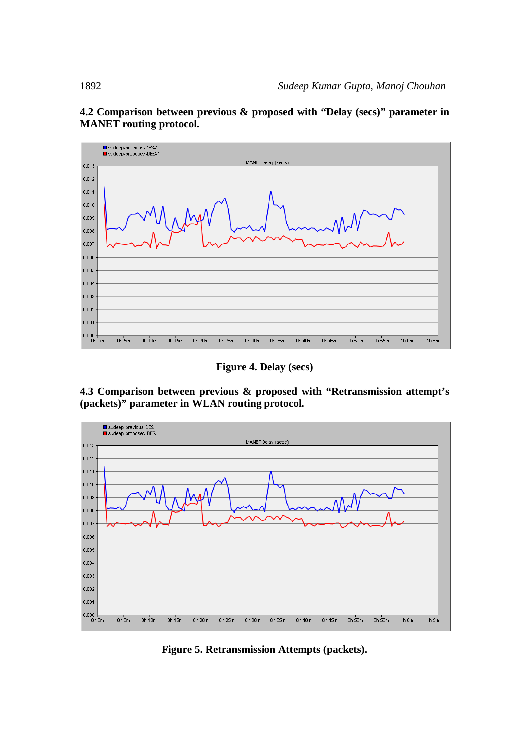### 4.2 Comparison between previous & proposed with "Delay (secs)" parameter in MANET routing protocol.

**Figure 4. Delay (secs)**

### 4.3 Comparison between previous & proposed with "Retransmission attempt's (packets)" parameter in WLAN routing protocol.

**Figure 5. Retransmission Attempts (packets).**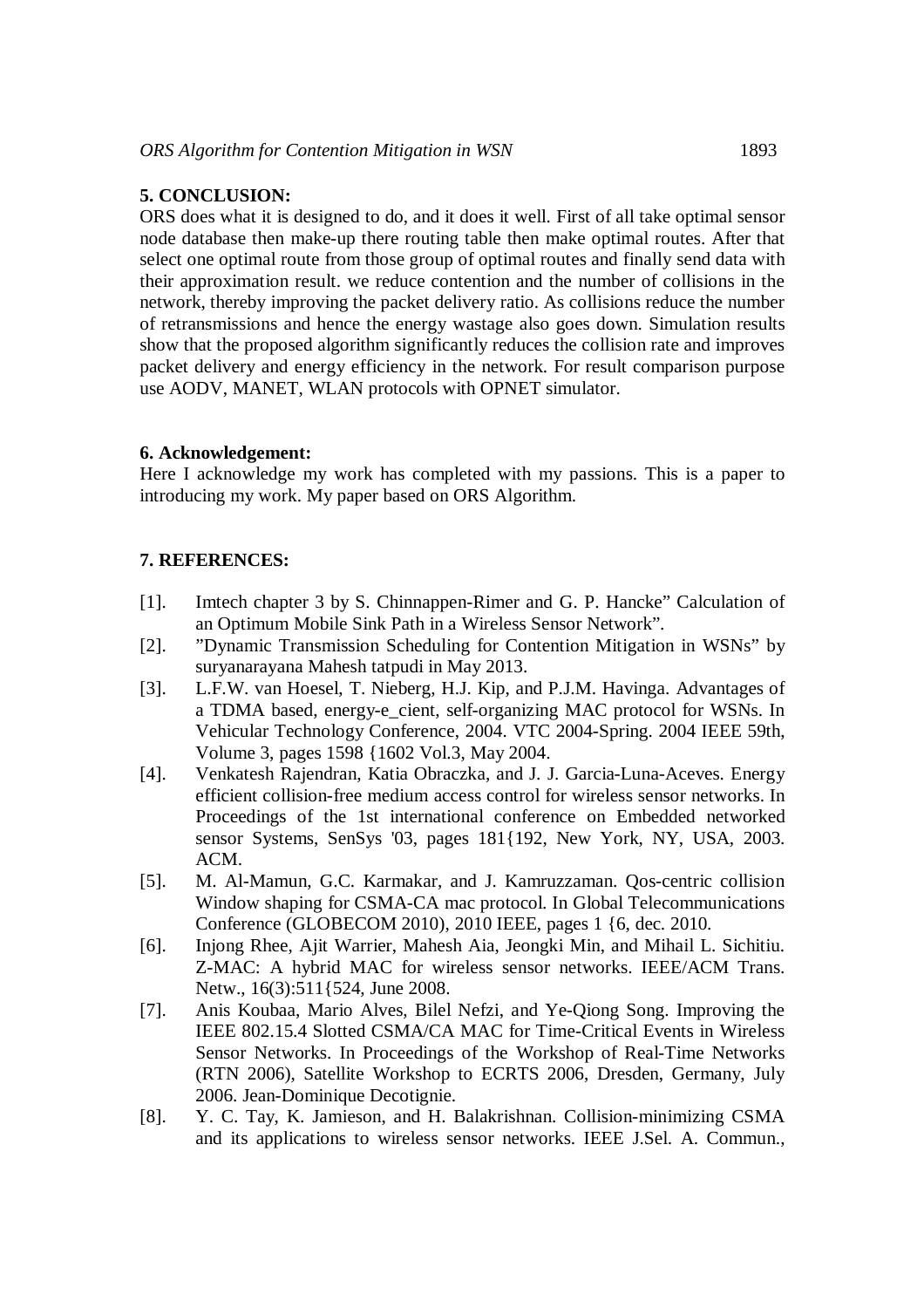## 5. CONCLUSION:

ORS does what it is designed to do, and it does it well. First of all take optimal sensor node database then make-up there routing table then make optimal routes. After that select one optimal route from those group of optimal routes and finally send data with their approximation result. we reduce contention and the number of collisions in the network, thereby improving the packet delivery ratio. As collisions reduce the number of retransmissions and hence the energy wastage also goes down. Simulation results show that the proposed algorithm significantly reduces the collision rate and improves packet delivery and energy efficiency in the network. For result comparison purpose use AODV, MANET, WLAN protocols with OPNET simulator.

## 6. Acknowledgement:

Here I acknowledge my work has completed with my passions. This is a paper to introducing my work. My paper based on ORS Algorithm.

## 7. REFERENCES:

[1]. Imtech chapter 3 by S. Chinnappen-Rimer and G. P. Hancke" Calculation of an Optimum Mobile Sink Path in a Wireless Sensor Network".

[2]. "Dynamic Transmission Scheduling for Contention Mitigation in WSNs" by suryanarayana Mahesh tatpudi in May 2013.

[3]. L.F.W. van Hoesel, T. Nieberg, H.J. Kip, and P.J.M. Havinga. Advantages of a TDMA based, energy-e_cient, self-organizing MAC protocol for WSNs. In Vehicular Technology Conference, 2004. VTC 2004-Spring. 2004 IEEE 59th, Volume 3, pages 1598 {1602 Vol.3, May 2004.

[4]. Venkatesh Rajendran, Katia Obraczka, and J. J. Garcia-Luna-Aceves. Energy efficient collision-free medium access control for wireless sensor networks. In Proceedings of the 1st international conference on Embedded networked sensor Systems, SenSys '03, pages 181{192, New York, NY, USA, 2003. ACM.

[5]. M. Al-Mamun, G.C. Karmakar, and J. Kamruzzaman. Qos-centric collision Window shaping for CSMA-CA mac protocol. In Global Telecommunications Conference (GLOBECOM 2010), 2010 IEEE, pages 1 {6, dec. 2010.

[6]. Injong Rhee, Ajit Warrier, Mahesh Aia, Jeongki Min, and Mihail L. Sichitiu. Z-MAC: A hybrid MAC for wireless sensor networks. IEEE/ACM Trans. Netw., 16(3):511{524, June 2008.

[7]. Anis Koubaa, Mario Alves, Bilel Nefzi, and Ye-Qiong Song. Improving the IEEE 802.15.4 Slotted CSMA/CA MAC for Time-Critical Events in Wireless Sensor Networks. In Proceedings of the Workshop of Real-Time Networks (RTN 2006), Satellite Workshop to ECRTS 2006, Dresden, Germany, July 2006. Jean-Dominique Decotignie.

[8]. Y. C. Tay, K. Jamieson, and H. Balakrishnan. Collision-minimizing CSMA and its applications to wireless sensor networks. IEEE J.Sel. A. Commun.,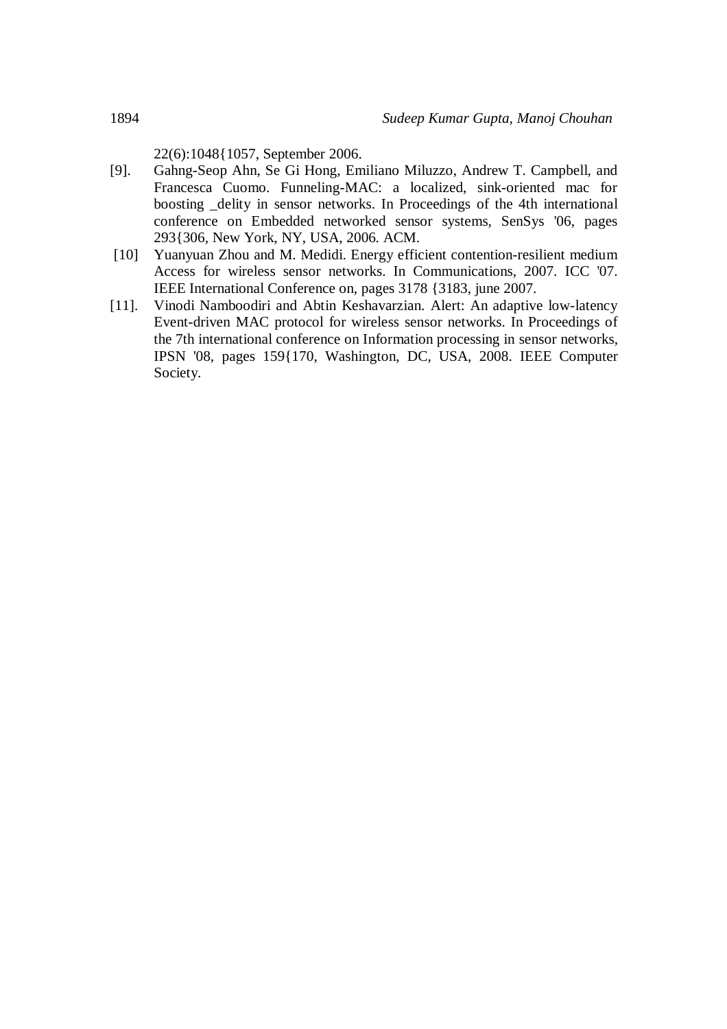22(6):1048{1057, September 2006.

[9]. Gahng-Seop Ahn, Se Gi Hong, Emiliano Miluzzo, Andrew T. Campbell, and Francesca Cuomo. Funneling-MAC: a localized, sink-oriented mac for boosting _delity in sensor networks. In Proceedings of the 4th international conference on Embedded networked sensor systems, SenSys '06, pages 293{306, New York, NY, USA, 2006. ACM.

[10] Yuanyuan Zhou and M. Medidi. Energy efficient contention-resilient medium Access for wireless sensor networks. In Communications, 2007. ICC '07. IEEE International Conference on, pages 3178 {3183, june 2007.

[11]. Vinodi Namboodiri and Abtin Keshavarzian. Alert: An adaptive low-latency Event-driven MAC protocol for wireless sensor networks. In Proceedings of the 7th international conference on Information processing in sensor networks, IPSN '08, pages 159{170, Washington, DC, USA, 2008. IEEE Computer Society.